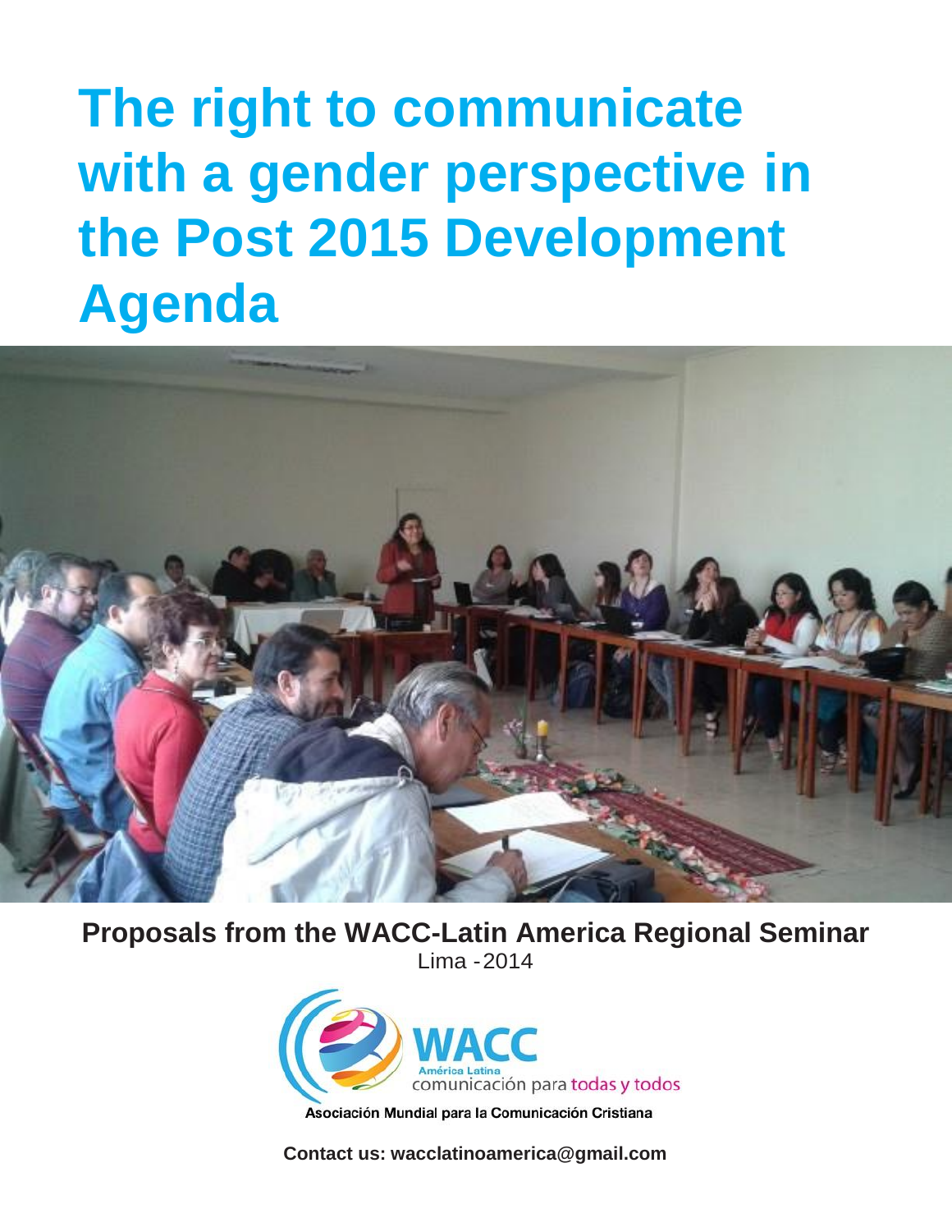# The right to communicate with a gender perspective in the Post 2015 Development Agenda

**Proposals from the WACC-Latin America Regional Seminar**

Lima - 2014

WACC

América Latina

comunicación para todas y todos

Asociación Mundial para la Comunicación Cristiana

**Contact us: wacclatinoamerica@gmail.com**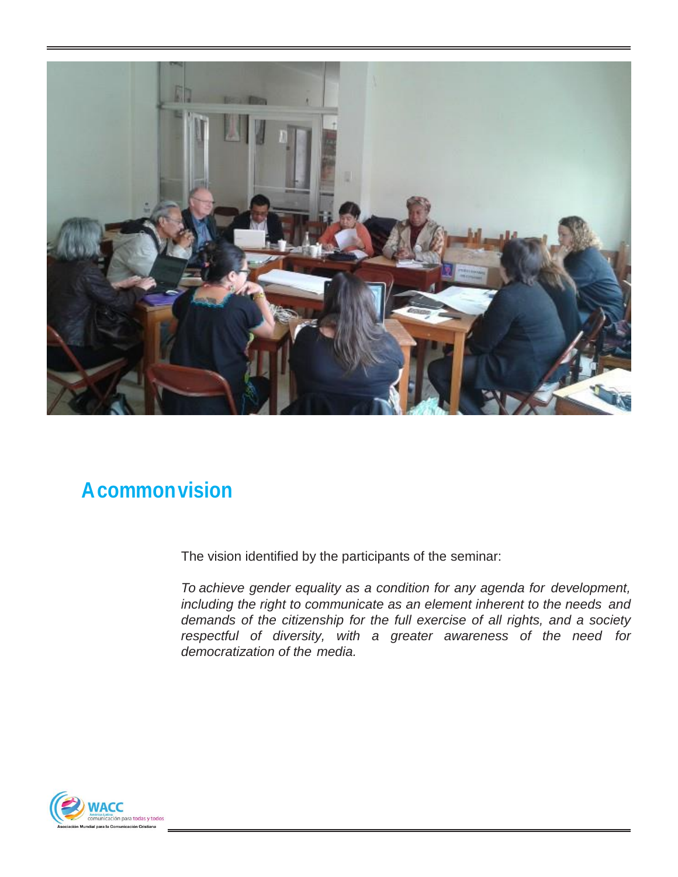## A common vision

The vision identified by the participants of the seminar:

*To achieve gender equality as a condition for any agenda for development, including the right to communicate as an element inherent to the needs and demands of the citizenship for the full exercise of all rights, and a society respectful of diversity, with a greater awareness of the need for democratization of the media.*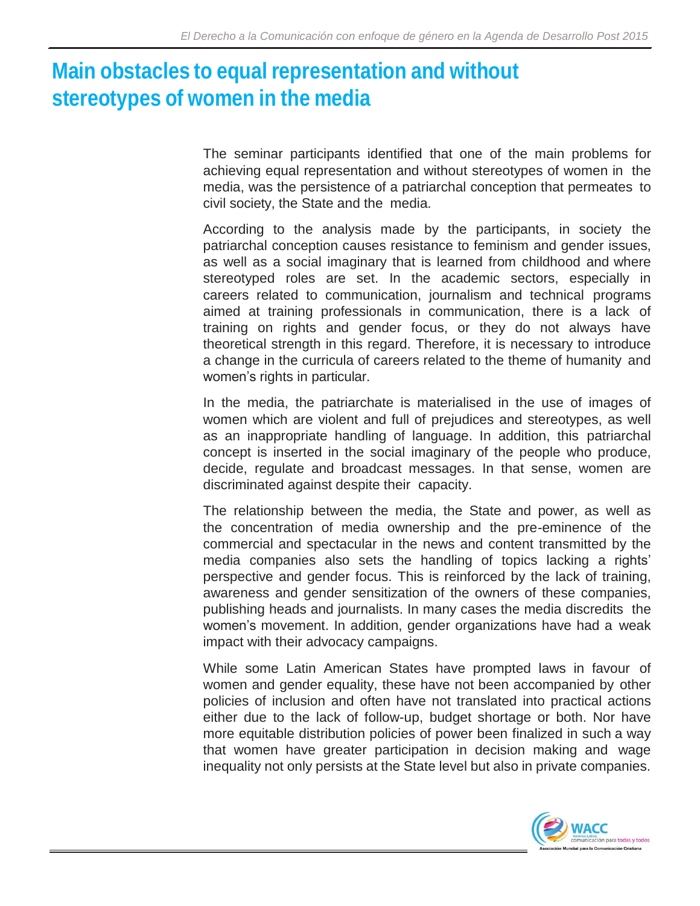# Main obstacles to equal representation and without stereotypes of women in the media

The seminar participants identified that one of the main problems for achieving equal representation and without stereotypes of women in the media, was the persistence of a patriarchal conception that permeates to civil society, the State and the media.

According to the analysis made by the participants, in society the patriarchal conception causes resistance to feminism and gender issues, as well as a social imaginary that is learned from childhood and where stereotyped roles are set. In the academic sectors, especially in careers related to communication, journalism and technical programs aimed at training professionals in communication, there is a lack of training on rights and gender focus, or they do not always have theoretical strength in this regard. Therefore, it is necessary to introduce a change in the curricula of careers related to the theme of humanity and women's rights in particular.

In the media, the patriarchate is materialised in the use of images of women which are violent and full of prejudices and stereotypes, as well as an inappropriate handling of language. In addition, this patriarchal concept is inserted in the social imaginary of the people who produce, decide, regulate and broadcast messages. In that sense, women are discriminated against despite their capacity.

The relationship between the media, the State and power, as well as the concentration of media ownership and the pre-eminence of the commercial and spectacular in the news and content transmitted by the media companies also sets the handling of topics lacking a rights' perspective and gender focus. This is reinforced by the lack of training, awareness and gender sensitization of the owners of these companies, publishing heads and journalists. In many cases the media discredits the women's movement. In addition, gender organizations have had a weak impact with their advocacy campaigns.

While some Latin American States have prompted laws in favour of women and gender equality, these have not been accompanied by other policies of inclusion and often have not translated into practical actions either due to the lack of follow-up, budget shortage or both. Nor have more equitable distribution policies of power been finalized in such a way that women have greater participation in decision making and wage inequality not only persists at the State level but also in private companies.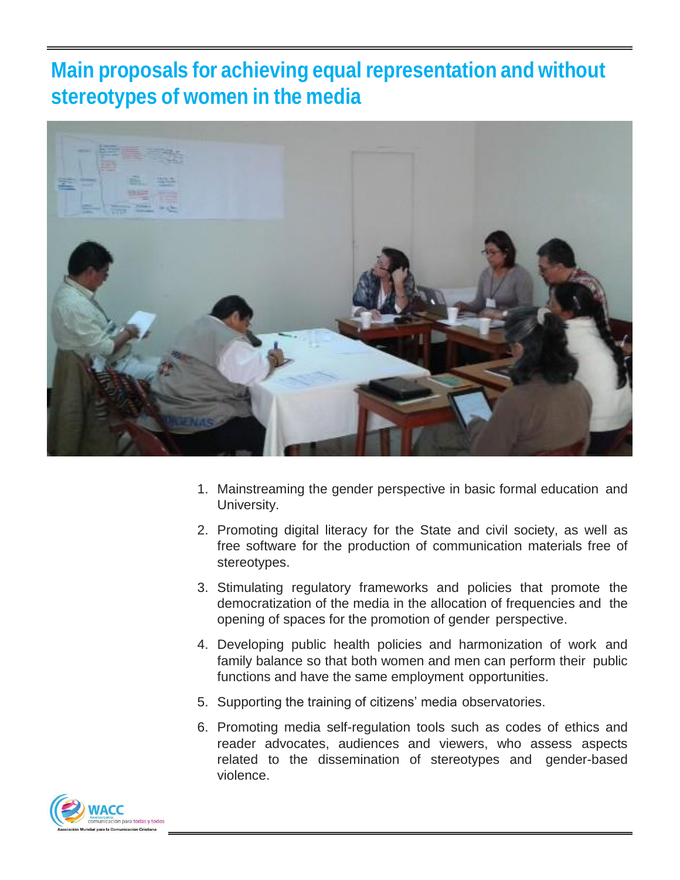# Main proposals for achieving equal representation and without stereotypes of women in the media

1. Mainstreaming the gender perspective in basic formal education and University.
2. Promoting digital literacy for the State and civil society, as well as free software for the production of communication materials free of stereotypes.
3. Stimulating regulatory frameworks and policies that promote the democratization of the media in the allocation of frequencies and the opening of spaces for the promotion of gender perspective.
4. Developing public health policies and harmonization of work and family balance so that both women and men can perform their public functions and have the same employment opportunities.
5. Supporting the training of citizens' media observatories.
6. Promoting media self-regulation tools such as codes of ethics and reader advocates, audiences and viewers, who assess aspects related to the dissemination of stereotypes and gender-based violence.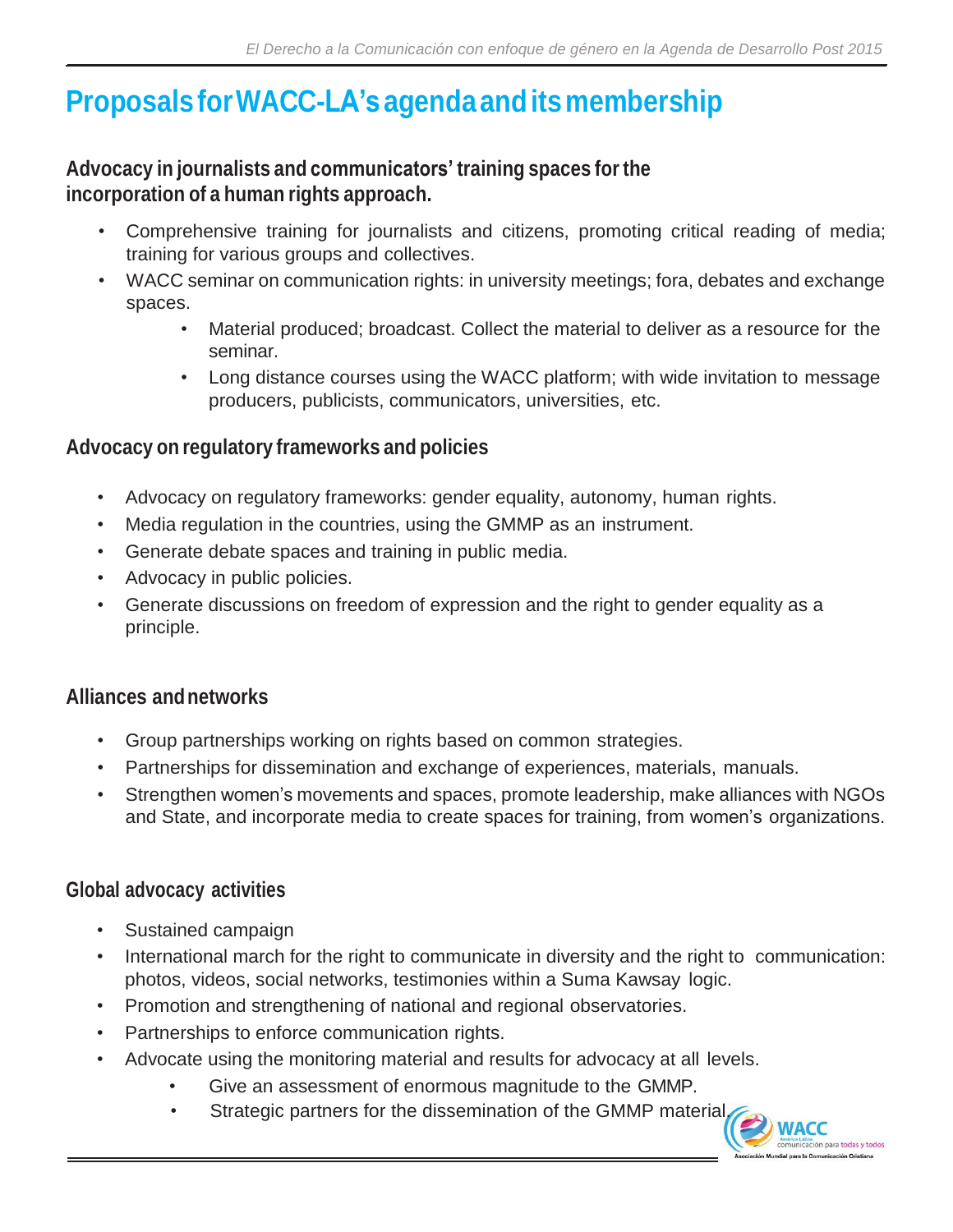# Proposals for WACC-LA's agenda and its membership

### Advocacy in journalists and communicators' training spaces for the incorporation of a human rights approach.

- Comprehensive training for journalists and citizens, promoting critical reading of media; training for various groups and collectives.
- WACC seminar on communication rights: in university meetings; fora, debates and exchange spaces.
  - Material produced; broadcast. Collect the material to deliver as a resource for the seminar.
  - Long distance courses using the WACC platform; with wide invitation to message producers, publicists, communicators, universities, etc.

### Advocacy on regulatory frameworks and policies

- Advocacy on regulatory frameworks: gender equality, autonomy, human rights.
- Media regulation in the countries, using the GMMP as an instrument.
- Generate debate spaces and training in public media.
- Advocacy in public policies.
- Generate discussions on freedom of expression and the right to gender equality as a principle.

### Alliances and networks

- Group partnerships working on rights based on common strategies.
- Partnerships for dissemination and exchange of experiences, materials, manuals.
- Strengthen women's movements and spaces, promote leadership, make alliances with NGOs and State, and incorporate media to create spaces for training, from women's organizations.

### Global advocacy activities

- Sustained campaign
- International march for the right to communicate in diversity and the right to communication: photos, videos, social networks, testimonies within a Suma Kawsay logic.
- Promotion and strengthening of national and regional observatories.
- Partnerships to enforce communication rights.
- Advocate using the monitoring material and results for advocacy at all levels.
  - Give an assessment of enormous magnitude to the GMMP.
  - Strategic partners for the dissemination of the GMMP material.